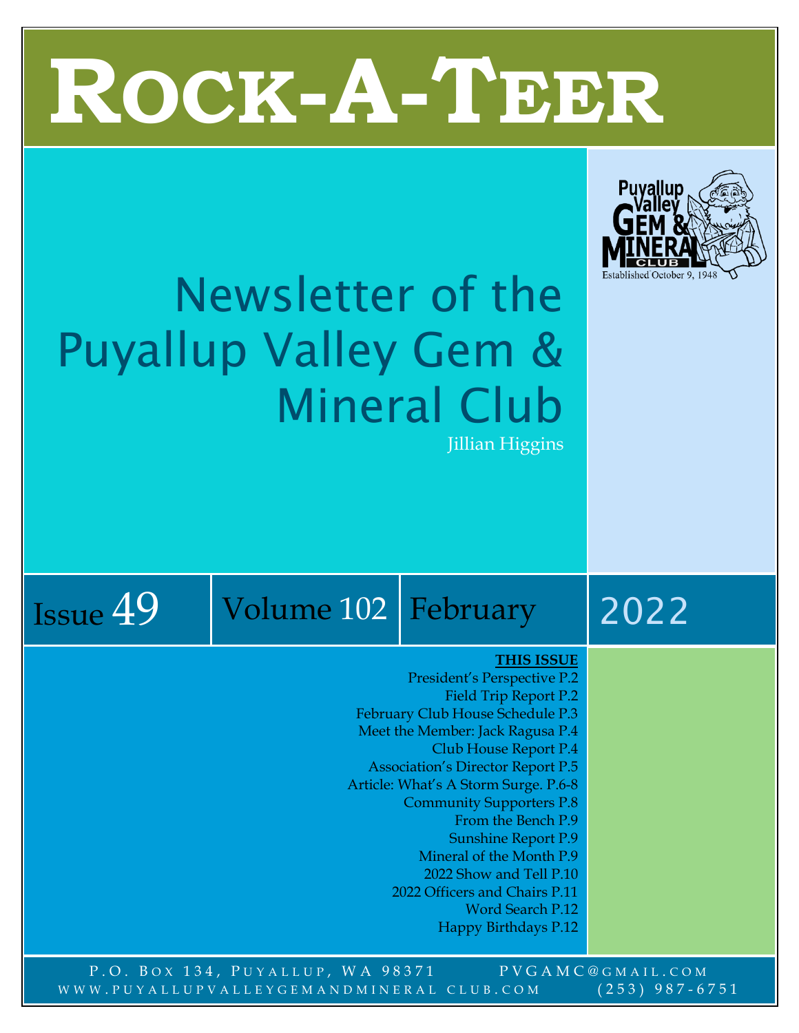# ROCK-A-TEER

## Newsletter of the Puyallup Valley Gem & Mineral Club

Jillian Higgins

Puyallup Valley Gem & Mineral Club
Established October 9, 1948

Issue 49 | Volume 102 | February | 2022

**THIS ISSUE**

- President's Perspective P.2
- Field Trip Report P.2
- February Club House Schedule P.3
- Meet the Member: Jack Ragusa P.4
- Club House Report P.4
- Association's Director Report P.5
- Article: What's A Storm Surge. P.6-8
- Community Supporters P.8
- From the Bench P.9
- Sunshine Report P.9
- Mineral of the Month P.9
- 2022 Show and Tell P.10
- 2022 Officers and Chairs P.11
- Word Search P.12
- Happy Birthdays P.12

P.O. Box 134, Puyallup, WA 98371 PVGAMC@GMAIL.COM
WWW.PUYALLUPVALLEYGEMANDMINERAL CLUB.COM (253) 987-6751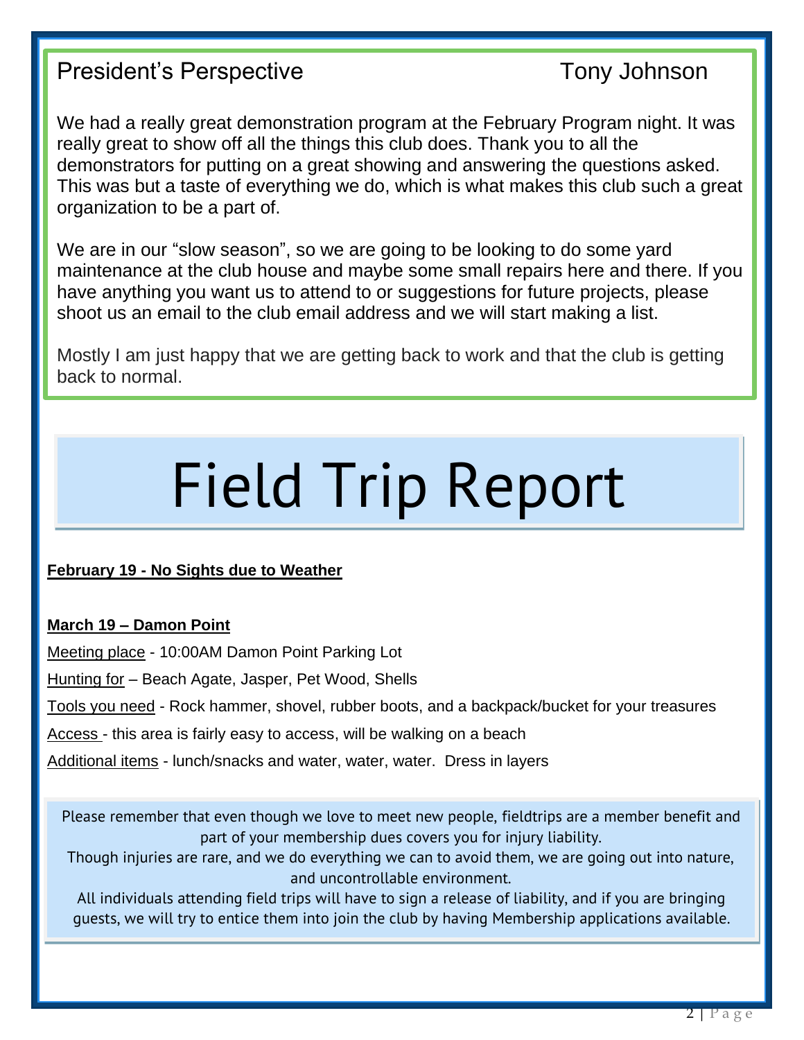## President's Perspective — Tony Johnson

We had a really great demonstration program at the February Program night. It was really great to show off all the things this club does. Thank you to all the demonstrators for putting on a great showing and answering the questions asked. This was but a taste of everything we do, which is what makes this club such a great organization to be a part of.

We are in our "slow season", so we are going to be looking to do some yard maintenance at the club house and maybe some small repairs here and there. If you have anything you want us to attend to or suggestions for future projects, please shoot us an email to the club email address and we will start making a list.

Mostly I am just happy that we are getting back to work and that the club is getting back to normal.

# Field Trip Report

**February 19 - No Sights due to Weather**

**March 19 – Damon Point**

Meeting place - 10:00AM Damon Point Parking Lot

Hunting for – Beach Agate, Jasper, Pet Wood, Shells

Tools you need - Rock hammer, shovel, rubber boots, and a backpack/bucket for your treasures

Access - this area is fairly easy to access, will be walking on a beach

Additional items - lunch/snacks and water, water, water. Dress in layers

Please remember that even though we love to meet new people, fieldtrips are a member benefit and part of your membership dues covers you for injury liability.
Though injuries are rare, and we do everything we can to avoid them, we are going out into nature, and uncontrollable environment.
All individuals attending field trips will have to sign a release of liability, and if you are bringing guests, we will try to entice them into join the club by having Membership applications available.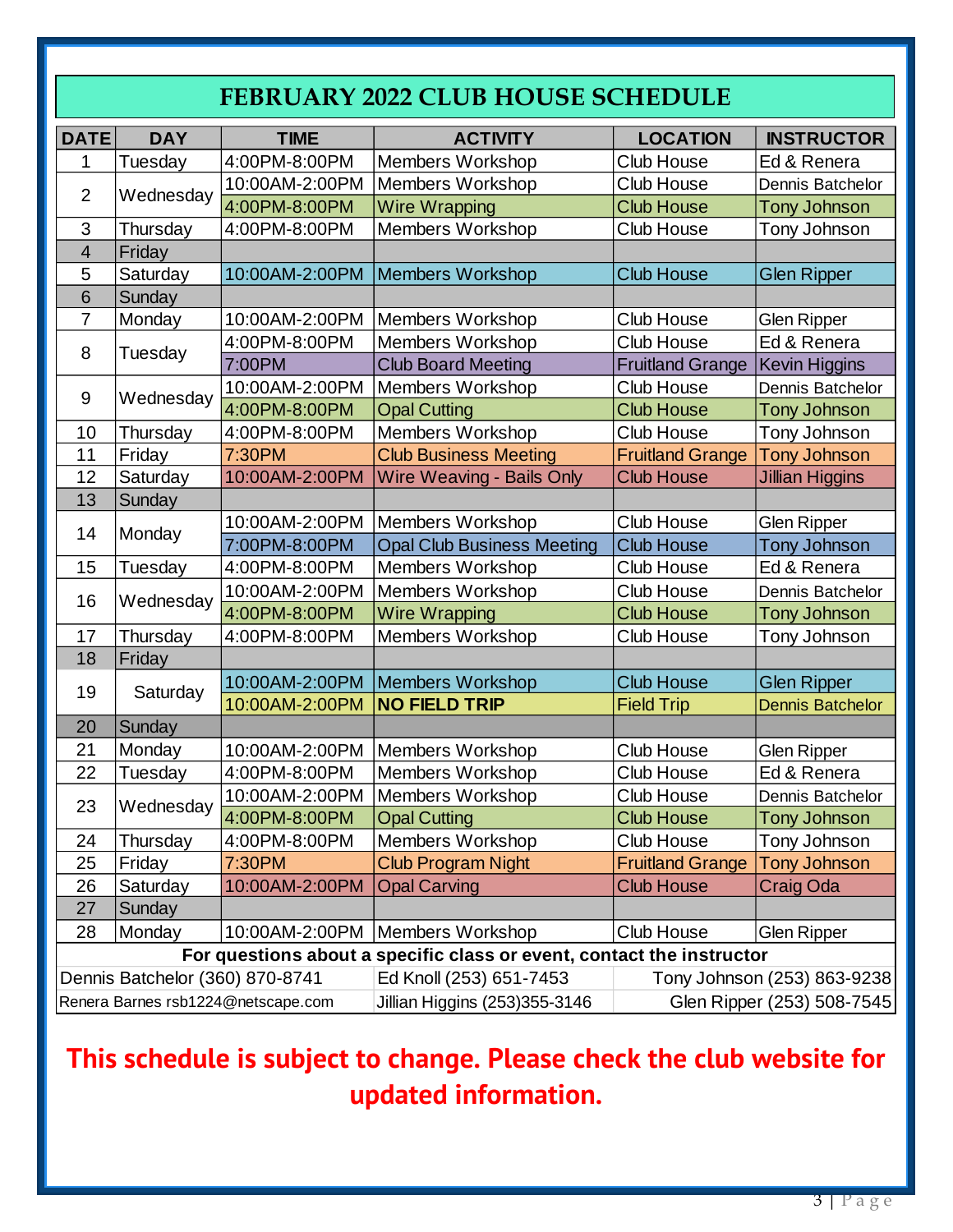# FEBRUARY 2022 CLUB HOUSE SCHEDULE

| DATE | DAY | TIME | ACTIVITY | LOCATION | INSTRUCTOR |
|---|---|---|---|---|---|
| 1 | Tuesday | 4:00PM-8:00PM | Members Workshop | Club House | Ed & Renera |
| 2 | Wednesday | 10:00AM-2:00PM | Members Workshop | Club House | Dennis Batchelor |
| | | 4:00PM-8:00PM | Wire Wrapping | Club House | Tony Johnson |
| 3 | Thursday | 4:00PM-8:00PM | Members Workshop | Club House | Tony Johnson |
| 4 | Friday | | | | |
| 5 | Saturday | 10:00AM-2:00PM | Members Workshop | Club House | Glen Ripper |
| 6 | Sunday | | | | |
| 7 | Monday | 10:00AM-2:00PM | Members Workshop | Club House | Glen Ripper |
| 8 | Tuesday | 4:00PM-8:00PM | Members Workshop | Club House | Ed & Renera |
| | | 7:00PM | Club Board Meeting | Fruitland Grange | Kevin Higgins |
| 9 | Wednesday | 10:00AM-2:00PM | Members Workshop | Club House | Dennis Batchelor |
| | | 4:00PM-8:00PM | Opal Cutting | Club House | Tony Johnson |
| 10 | Thursday | 4:00PM-8:00PM | Members Workshop | Club House | Tony Johnson |
| 11 | Friday | 7:30PM | Club Business Meeting | Fruitland Grange | Tony Johnson |
| 12 | Saturday | 10:00AM-2:00PM | Wire Weaving - Bails Only | Club House | Jillian Higgins |
| 13 | Sunday | | | | |
| 14 | Monday | 10:00AM-2:00PM | Members Workshop | Club House | Glen Ripper |
| | | 7:00PM-8:00PM | Opal Club Business Meeting | Club House | Tony Johnson |
| 15 | Tuesday | 4:00PM-8:00PM | Members Workshop | Club House | Ed & Renera |
| 16 | Wednesday | 10:00AM-2:00PM | Members Workshop | Club House | Dennis Batchelor |
| | | 4:00PM-8:00PM | Wire Wrapping | Club House | Tony Johnson |
| 17 | Thursday | 4:00PM-8:00PM | Members Workshop | Club House | Tony Johnson |
| 18 | Friday | | | | |
| 19 | Saturday | 10:00AM-2:00PM | Members Workshop | Club House | Glen Ripper |
| | | 10:00AM-2:00PM | **NO FIELD TRIP** | Field Trip | Dennis Batchelor |
| 20 | Sunday | | | | |
| 21 | Monday | 10:00AM-2:00PM | Members Workshop | Club House | Glen Ripper |
| 22 | Tuesday | 4:00PM-8:00PM | Members Workshop | Club House | Ed & Renera |
| 23 | Wednesday | 10:00AM-2:00PM | Members Workshop | Club House | Dennis Batchelor |
| | | 4:00PM-8:00PM | Opal Cutting | Club House | Tony Johnson |
| 24 | Thursday | 4:00PM-8:00PM | Members Workshop | Club House | Tony Johnson |
| 25 | Friday | 7:30PM | Club Program Night | Fruitland Grange | Tony Johnson |
| 26 | Saturday | 10:00AM-2:00PM | Opal Carving | Club House | Craig Oda |
| 27 | Sunday | | | | |
| 28 | Monday | 10:00AM-2:00PM | Members Workshop | Club House | Glen Ripper |

**For questions about a specific class or event, contact the instructor**

| | | |
|---|---|---|
| Dennis Batchelor (360) 870-8741 | Ed Knoll (253) 651-7453 | Tony Johnson (253) 863-9238 |
| Renera Barnes rsb1224@netscape.com | Jillian Higgins (253)355-3146 | Glen Ripper (253) 508-7545 |

**This schedule is subject to change. Please check the club website for updated information.**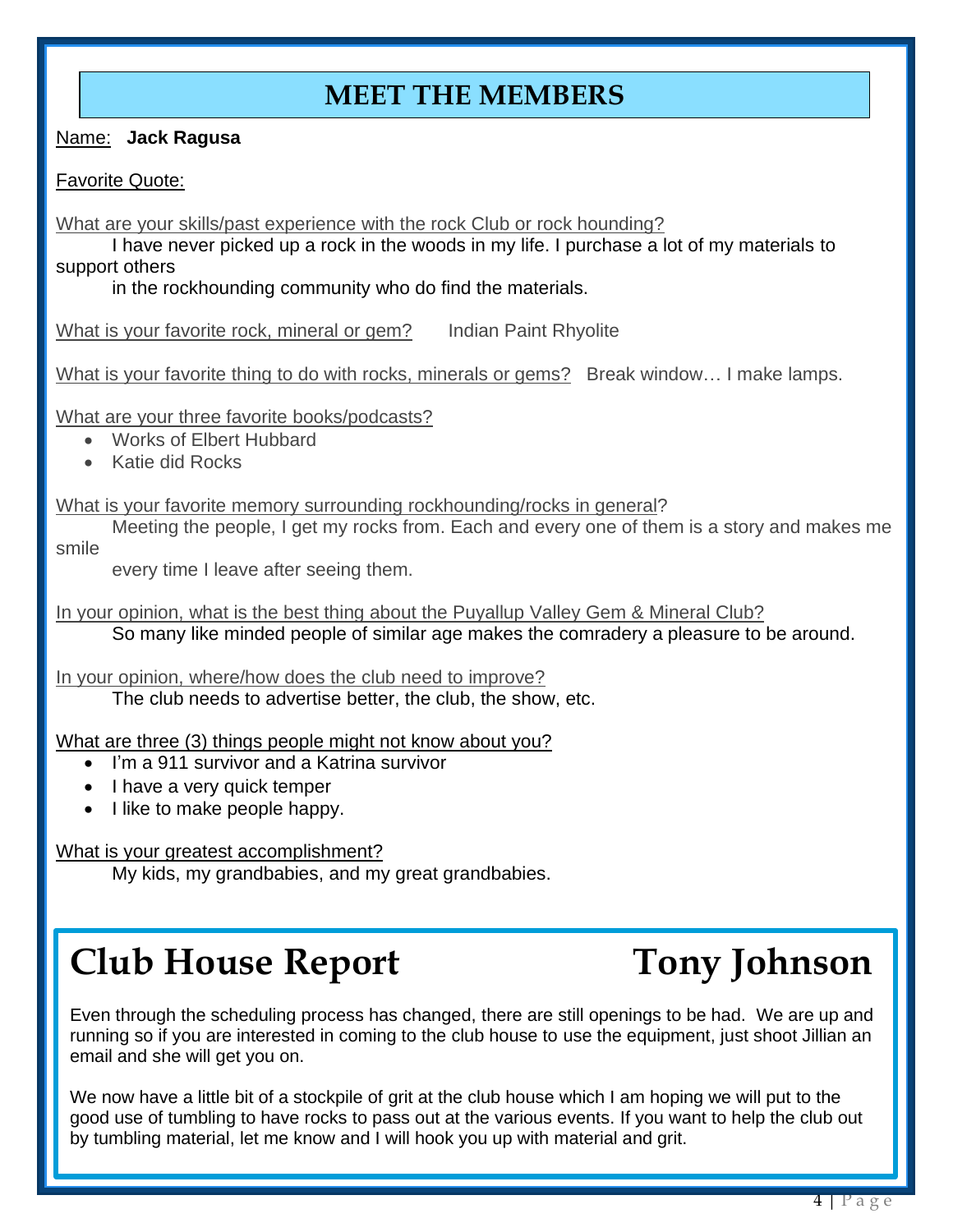## MEET THE MEMBERS

Name: **Jack Ragusa**

Favorite Quote:

What are your skills/past experience with the rock Club or rock hounding?

I have never picked up a rock in the woods in my life. I purchase a lot of my materials to support others in the rockhounding community who do find the materials.

What is your favorite rock, mineral or gem? Indian Paint Rhyolite

What is your favorite thing to do with rocks, minerals or gems? Break window… I make lamps.

What are your three favorite books/podcasts?

- Works of Elbert Hubbard
- Katie did Rocks

What is your favorite memory surrounding rockhounding/rocks in general?

Meeting the people, I get my rocks from. Each and every one of them is a story and makes me smile every time I leave after seeing them.

In your opinion, what is the best thing about the Puyallup Valley Gem & Mineral Club?

So many like minded people of similar age makes the comradery a pleasure to be around.

In your opinion, where/how does the club need to improve?

The club needs to advertise better, the club, the show, etc.

What are three (3) things people might not know about you?

- I'm a 911 survivor and a Katrina survivor
- I have a very quick temper
- I like to make people happy.

What is your greatest accomplishment?

My kids, my grandbabies, and my great grandbabies.

# Club House Report — Tony Johnson

Even through the scheduling process has changed, there are still openings to be had. We are up and running so if you are interested in coming to the club house to use the equipment, just shoot Jillian an email and she will get you on.

We now have a little bit of a stockpile of grit at the club house which I am hoping we will put to the good use of tumbling to have rocks to pass out at the various events. If you want to help the club out by tumbling material, let me know and I will hook you up with material and grit.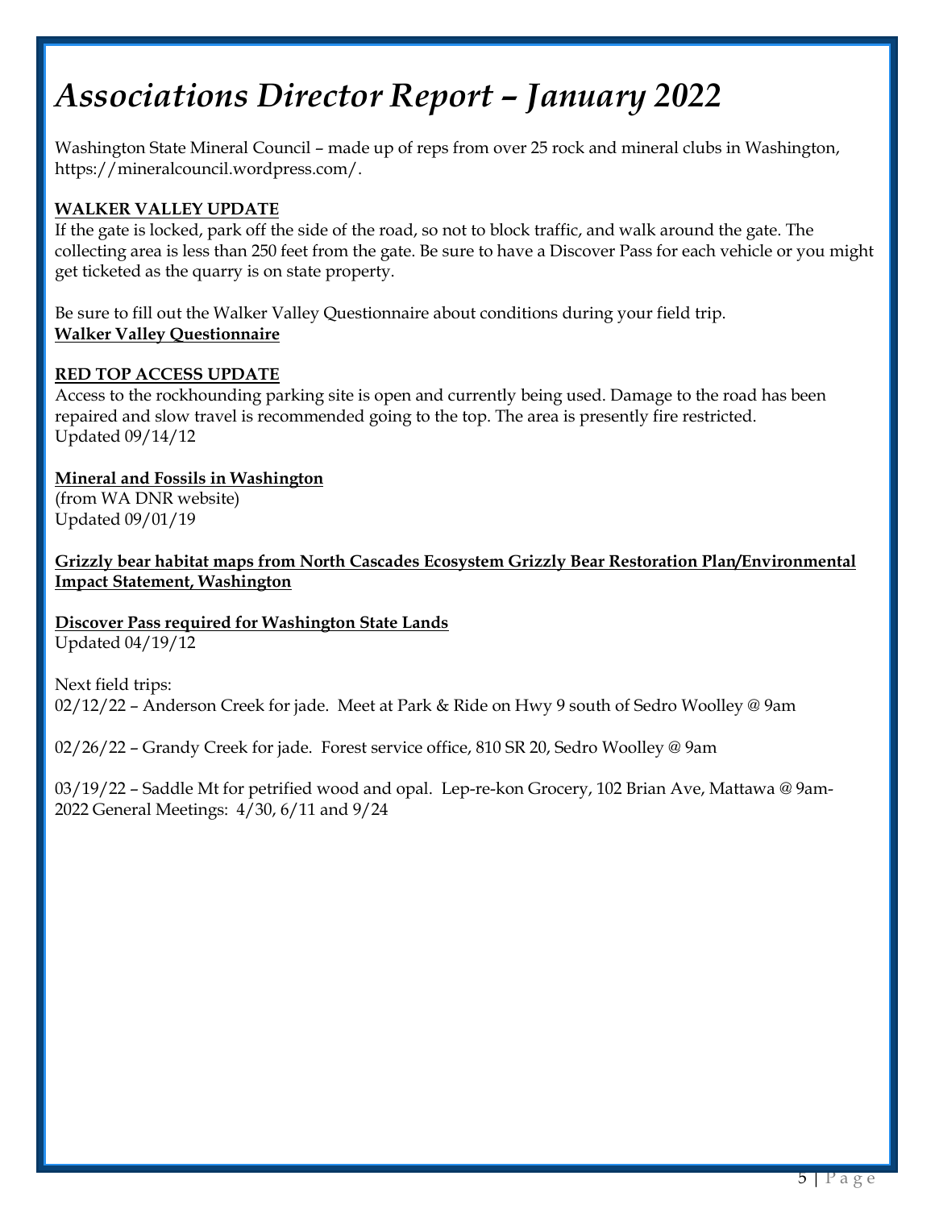# *Associations Director Report – January 2022*

Washington State Mineral Council – made up of reps from over 25 rock and mineral clubs in Washington, https://mineralcouncil.wordpress.com/.

**WALKER VALLEY UPDATE**

If the gate is locked, park off the side of the road, so not to block traffic, and walk around the gate. The collecting area is less than 250 feet from the gate. Be sure to have a Discover Pass for each vehicle or you might get ticketed as the quarry is on state property.

Be sure to fill out the Walker Valley Questionnaire about conditions during your field trip.

**Walker Valley Questionnaire**

**RED TOP ACCESS UPDATE**

Access to the rockhounding parking site is open and currently being used. Damage to the road has been repaired and slow travel is recommended going to the top. The area is presently fire restricted.
Updated 09/14/12

**Mineral and Fossils in Washington**
(from WA DNR website)
Updated 09/01/19

**Grizzly bear habitat maps from North Cascades Ecosystem Grizzly Bear Restoration Plan/Environmental Impact Statement, Washington**

**Discover Pass required for Washington State Lands**
Updated 04/19/12

Next field trips:
02/12/22 – Anderson Creek for jade. Meet at Park & Ride on Hwy 9 south of Sedro Woolley @ 9am

02/26/22 – Grandy Creek for jade. Forest service office, 810 SR 20, Sedro Woolley @ 9am

03/19/22 – Saddle Mt for petrified wood and opal. Lep-re-kon Grocery, 102 Brian Ave, Mattawa @ 9am-
2022 General Meetings: 4/30, 6/11 and 9/24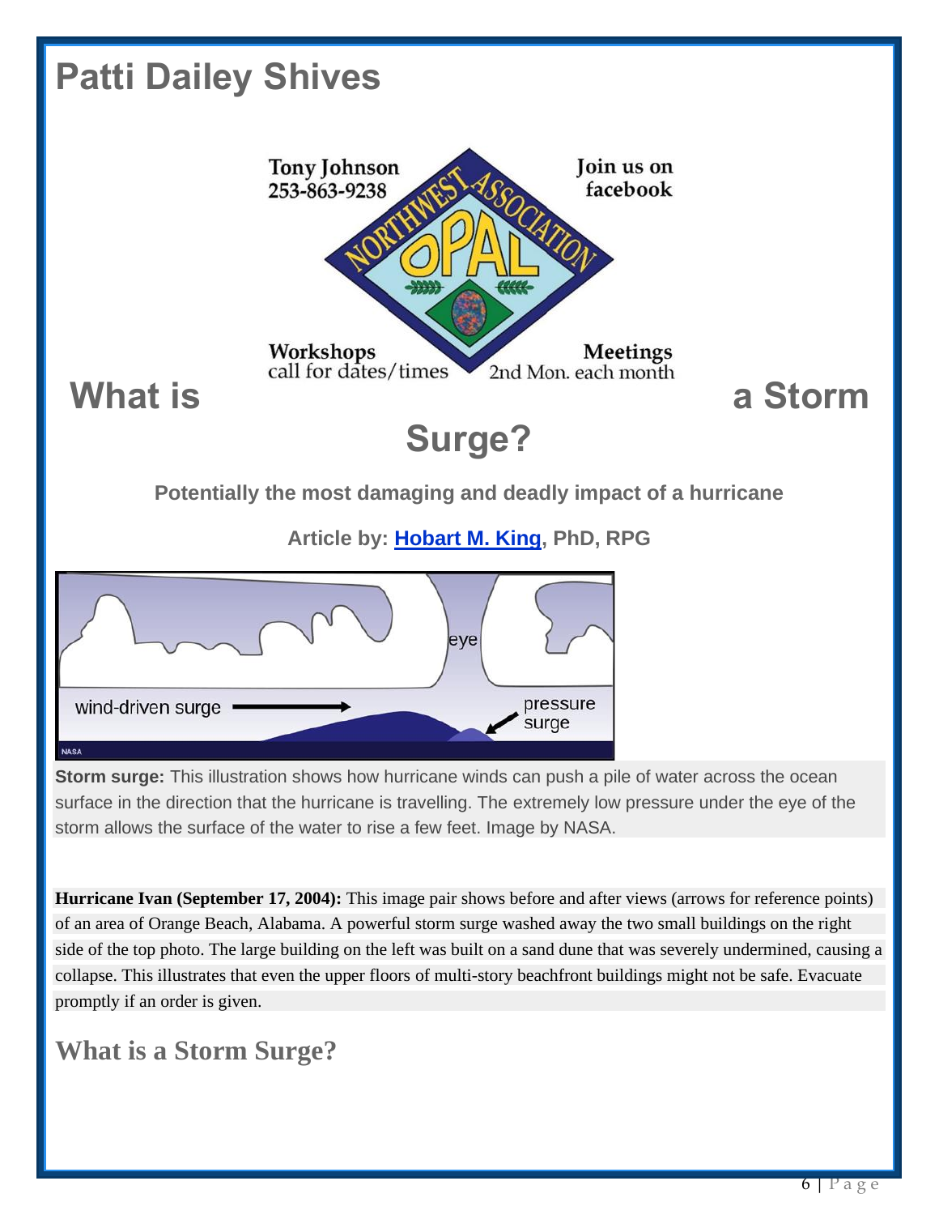# Patti Dailey Shives

Tony Johnson
253-863-9238

Join us on facebook

Workshops
call for dates/times

Meetings
2nd Mon. each month

# What is a Storm Surge?

**Potentially the most damaging and deadly impact of a hurricane**

**Article by: Hobart M. King, PhD, RPG**

**Storm surge:** This illustration shows how hurricane winds can push a pile of water across the ocean surface in the direction that the hurricane is travelling. The extremely low pressure under the eye of the storm allows the surface of the water to rise a few feet. Image by NASA.

**Hurricane Ivan (September 17, 2004):** This image pair shows before and after views (arrows for reference points) of an area of Orange Beach, Alabama. A powerful storm surge washed away the two small buildings on the right side of the top photo. The large building on the left was built on a sand dune that was severely undermined, causing a collapse. This illustrates that even the upper floors of multi-story beachfront buildings might not be safe. Evacuate promptly if an order is given.

## What is a Storm Surge?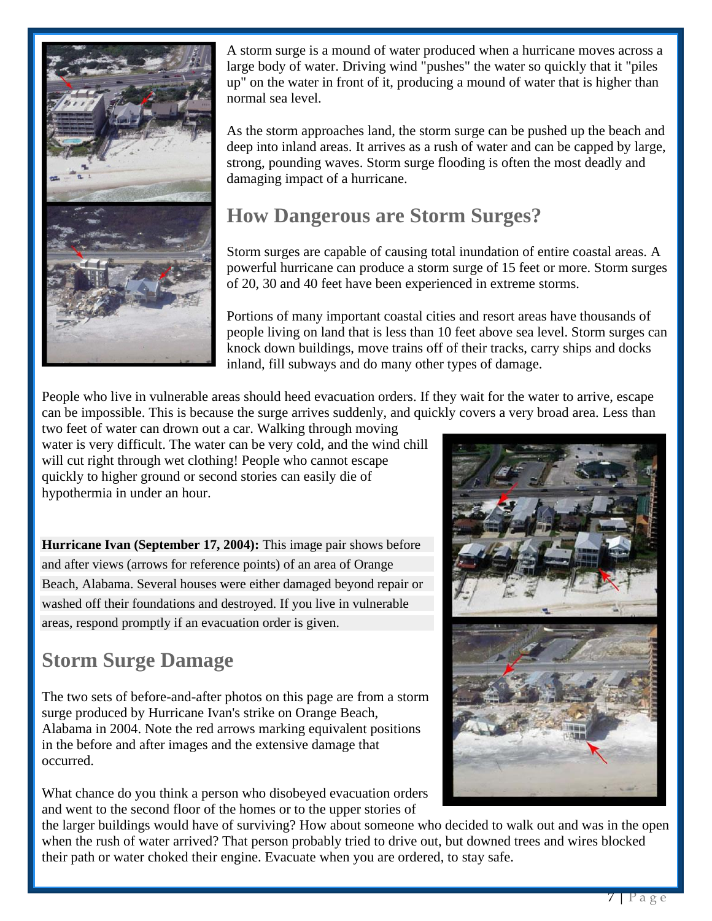A storm surge is a mound of water produced when a hurricane moves across a large body of water. Driving wind "pushes" the water so quickly that it "piles up" on the water in front of it, producing a mound of water that is higher than normal sea level.

As the storm approaches land, the storm surge can be pushed up the beach and deep into inland areas. It arrives as a rush of water and can be capped by large, strong, pounding waves. Storm surge flooding is often the most deadly and damaging impact of a hurricane.

## How Dangerous are Storm Surges?

Storm surges are capable of causing total inundation of entire coastal areas. A powerful hurricane can produce a storm surge of 15 feet or more. Storm surges of 20, 30 and 40 feet have been experienced in extreme storms.

Portions of many important coastal cities and resort areas have thousands of people living on land that is less than 10 feet above sea level. Storm surges can knock down buildings, move trains off of their tracks, carry ships and docks inland, fill subways and do many other types of damage.

People who live in vulnerable areas should heed evacuation orders. If they wait for the water to arrive, escape can be impossible. This is because the surge arrives suddenly, and quickly covers a very broad area. Less than two feet of water can drown out a car. Walking through moving water is very difficult. The water can be very cold, and the wind chill will cut right through wet clothing! People who cannot escape quickly to higher ground or second stories can easily die of hypothermia in under an hour.

**Hurricane Ivan (September 17, 2004):** This image pair shows before and after views (arrows for reference points) of an area of Orange Beach, Alabama. Several houses were either damaged beyond repair or washed off their foundations and destroyed. If you live in vulnerable areas, respond promptly if an evacuation order is given.

## Storm Surge Damage

The two sets of before-and-after photos on this page are from a storm surge produced by Hurricane Ivan's strike on Orange Beach, Alabama in 2004. Note the red arrows marking equivalent positions in the before and after images and the extensive damage that occurred.

What chance do you think a person who disobeyed evacuation orders and went to the second floor of the homes or to the upper stories of the larger buildings would have of surviving? How about someone who decided to walk out and was in the open when the rush of water arrived? That person probably tried to drive out, but downed trees and wires blocked their path or water choked their engine. Evacuate when you are ordered, to stay safe.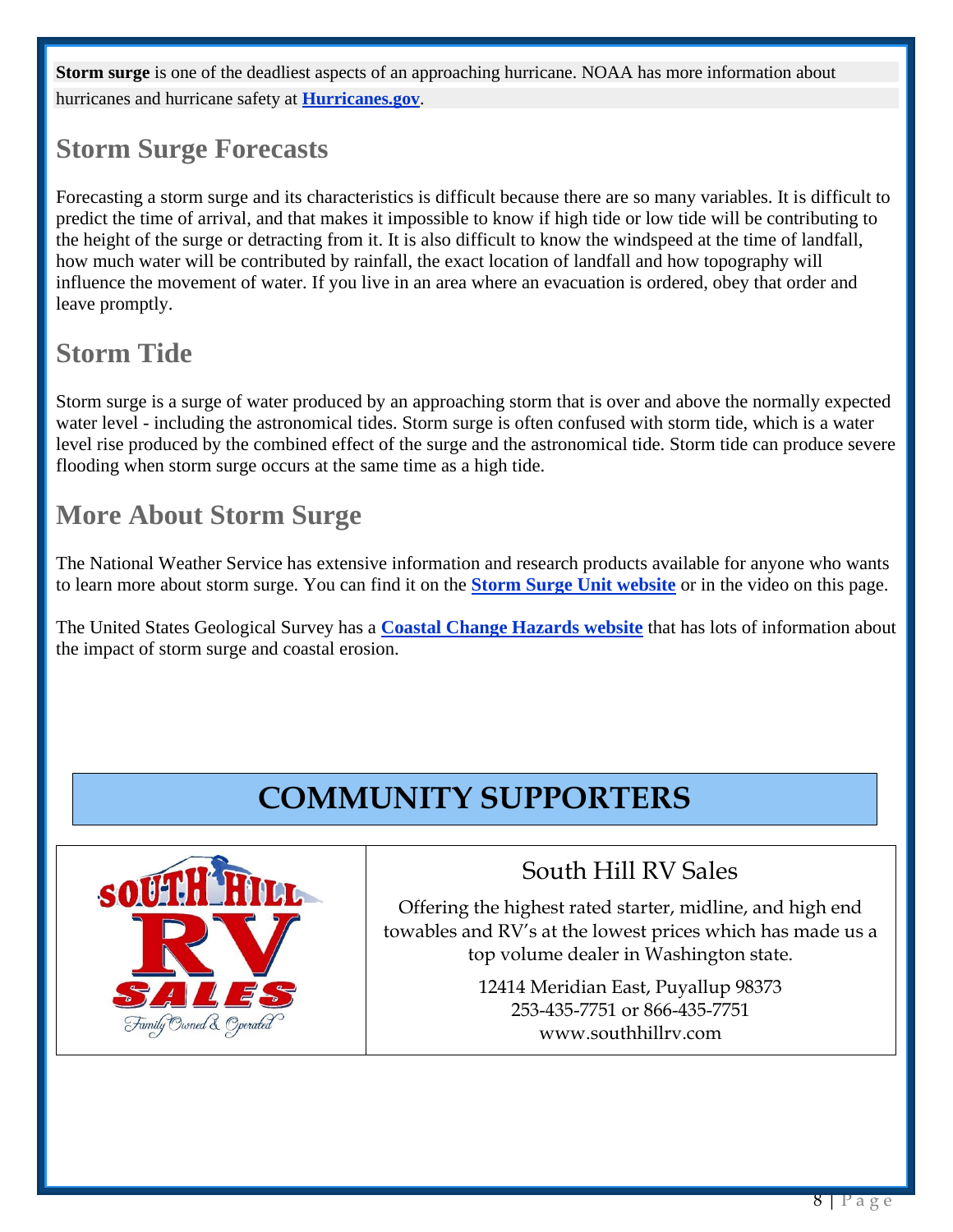**Storm surge** is one of the deadliest aspects of an approaching hurricane. NOAA has more information about hurricanes and hurricane safety at **Hurricanes.gov**.

## Storm Surge Forecasts

Forecasting a storm surge and its characteristics is difficult because there are so many variables. It is difficult to predict the time of arrival, and that makes it impossible to know if high tide or low tide will be contributing to the height of the surge or detracting from it. It is also difficult to know the windspeed at the time of landfall, how much water will be contributed by rainfall, the exact location of landfall and how topography will influence the movement of water. If you live in an area where an evacuation is ordered, obey that order and leave promptly.

## Storm Tide

Storm surge is a surge of water produced by an approaching storm that is over and above the normally expected water level - including the astronomical tides. Storm surge is often confused with storm tide, which is a water level rise produced by the combined effect of the surge and the astronomical tide. Storm tide can produce severe flooding when storm surge occurs at the same time as a high tide.

## More About Storm Surge

The National Weather Service has extensive information and research products available for anyone who wants to learn more about storm surge. You can find it on the **Storm Surge Unit website** or in the video on this page.

The United States Geological Survey has a **Coastal Change Hazards website** that has lots of information about the impact of storm surge and coastal erosion.

# COMMUNITY SUPPORTERS

SOUTH HILL RV SALES
*Family Owned & Operated*

## South Hill RV Sales

Offering the highest rated starter, midline, and high end towables and RV's at the lowest prices which has made us a top volume dealer in Washington state.

12414 Meridian East, Puyallup 98373
253-435-7751 or 866-435-7751
www.southhillrv.com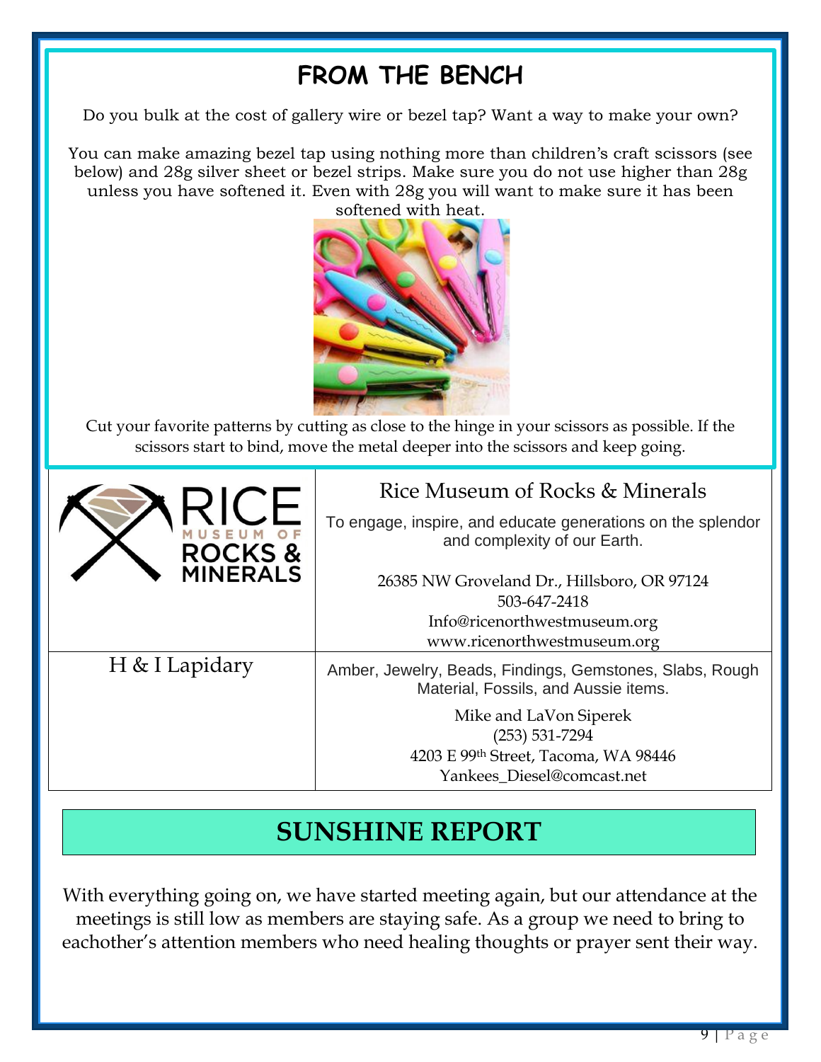# FROM THE BENCH

Do you bulk at the cost of gallery wire or bezel tap? Want a way to make your own?

You can make amazing bezel tap using nothing more than children's craft scissors (see below) and 28g silver sheet or bezel strips. Make sure you do not use higher than 28g unless you have softened it. Even with 28g you will want to make sure it has been softened with heat.

Cut your favorite patterns by cutting as close to the hinge in your scissors as possible. If the scissors start to bind, move the metal deeper into the scissors and keep going.

| | |
|---|---|
| RICE MUSEUM OF ROCKS & MINERALS | Rice Museum of Rocks & Minerals<br><br>To engage, inspire, and educate generations on the splendor and complexity of our Earth.<br><br>26385 NW Groveland Dr., Hillsboro, OR 97124<br>503-647-2418<br>Info@ricenorthwestmuseum.org<br>www.ricenorthwestmuseum.org |
| H & I Lapidary | Amber, Jewelry, Beads, Findings, Gemstones, Slabs, Rough Material, Fossils, and Aussie items.<br><br>Mike and LaVon Siperek<br>(253) 531-7294<br>4203 E 99th Street, Tacoma, WA 98446<br>Yankees_Diesel@comcast.net |

## SUNSHINE REPORT

With everything going on, we have started meeting again, but our attendance at the meetings is still low as members are staying safe. As a group we need to bring to eachother's attention members who need healing thoughts or prayer sent their way.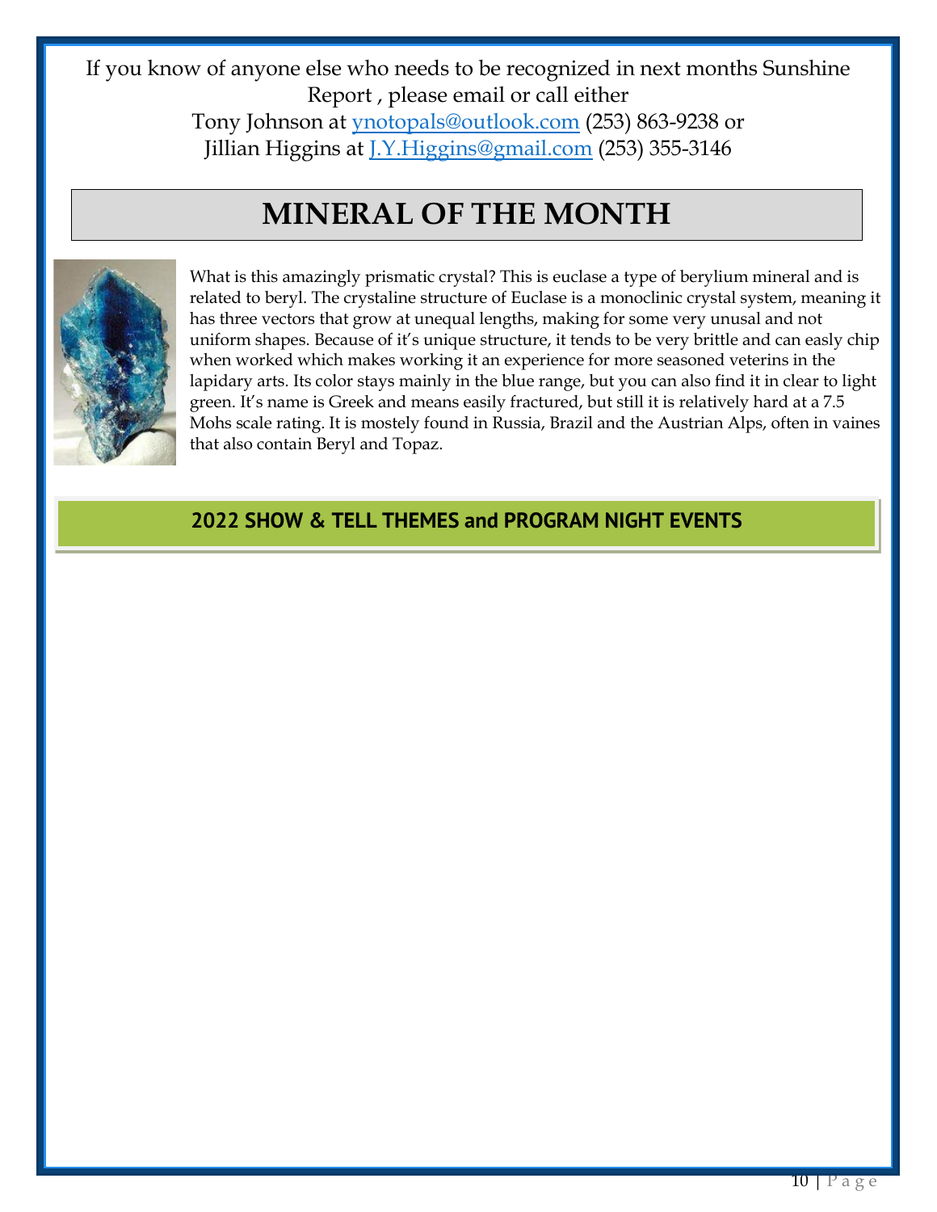If you know of anyone else who needs to be recognized in next months Sunshine Report , please email or call either
Tony Johnson at ynotopals@outlook.com (253) 863-9238 or
Jillian Higgins at J.Y.Higgins@gmail.com (253) 355-3146

# MINERAL OF THE MONTH

What is this amazingly prismatic crystal? This is euclase a type of berylium mineral and is related to beryl. The crystaline structure of Euclase is a monoclinic crystal system, meaning it has three vectors that grow at unequal lengths, making for some very unusal and not uniform shapes. Because of it's unique structure, it tends to be very brittle and can easly chip when worked which makes working it an experience for more seasoned veterins in the lapidary arts. Its color stays mainly in the blue range, but you can also find it in clear to light green. It's name is Greek and means easily fractured, but still it is relatively hard at a 7.5 Mohs scale rating. It is mostely found in Russia, Brazil and the Austrian Alps, often in vaines that also contain Beryl and Topaz.

## 2022 SHOW & TELL THEMES and PROGRAM NIGHT EVENTS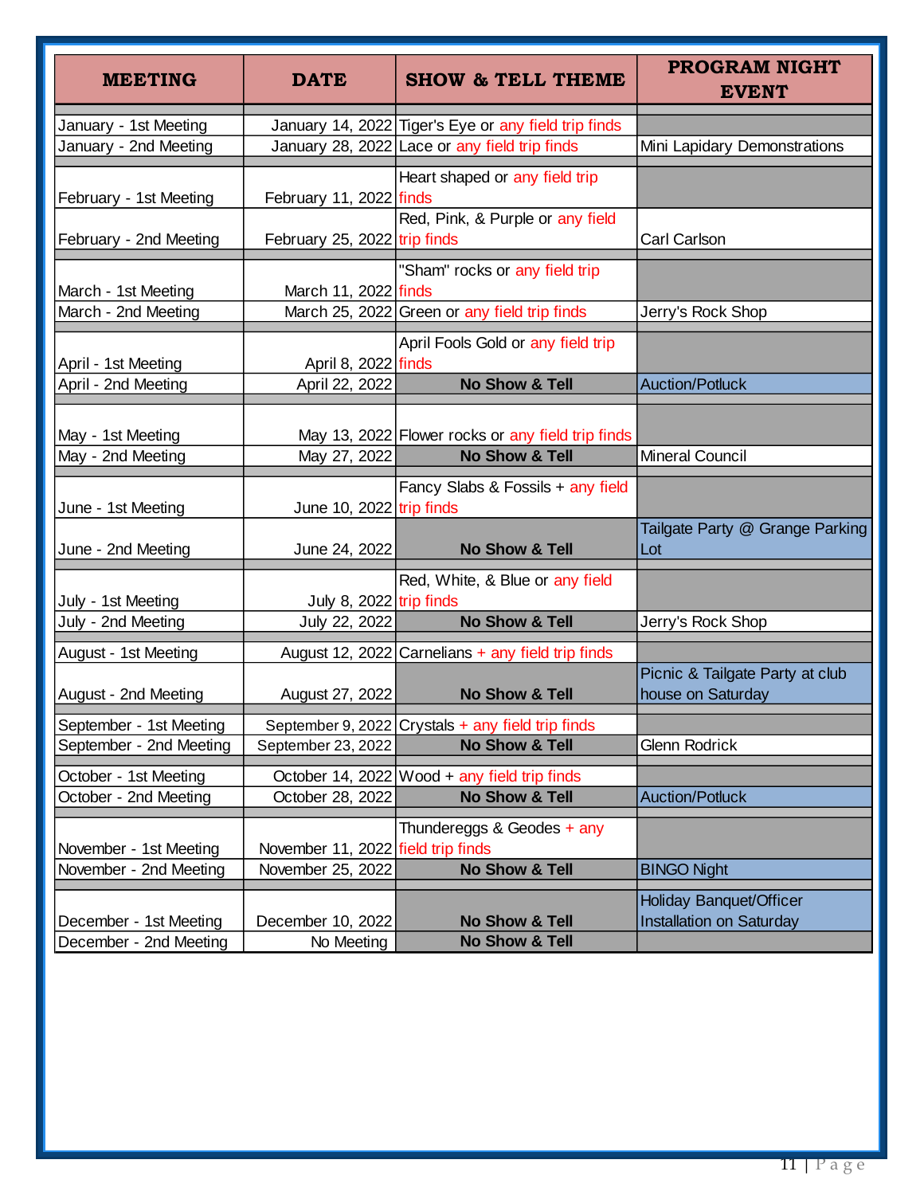| MEETING | DATE | SHOW & TELL THEME | PROGRAM NIGHT EVENT |
|---|---|---|---|
| January - 1st Meeting | January 14, 2022 | Tiger's Eye or any field trip finds | |
| January - 2nd Meeting | January 28, 2022 | Lace or any field trip finds | Mini Lapidary Demonstrations |
| February - 1st Meeting | February 11, 2022 | Heart shaped or any field trip finds | |
| February - 2nd Meeting | February 25, 2022 | Red, Pink, & Purple or any field trip finds | Carl Carlson |
| March - 1st Meeting | March 11, 2022 | "Sham" rocks or any field trip finds | |
| March - 2nd Meeting | March 25, 2022 | Green or any field trip finds | Jerry's Rock Shop |
| April - 1st Meeting | April 8, 2022 | April Fools Gold or any field trip finds | |
| April - 2nd Meeting | April 22, 2022 | **No Show & Tell** | Auction/Potluck |
| May - 1st Meeting | May 13, 2022 | Flower rocks or any field trip finds | |
| May - 2nd Meeting | May 27, 2022 | **No Show & Tell** | Mineral Council |
| June - 1st Meeting | June 10, 2022 | Fancy Slabs & Fossils + any field trip finds | |
| June - 2nd Meeting | June 24, 2022 | **No Show & Tell** | Tailgate Party @ Grange Parking Lot |
| July - 1st Meeting | July 8, 2022 | Red, White, & Blue or any field trip finds | |
| July - 2nd Meeting | July 22, 2022 | **No Show & Tell** | Jerry's Rock Shop |
| August - 1st Meeting | August 12, 2022 | Carnelians + any field trip finds | |
| August - 2nd Meeting | August 27, 2022 | **No Show & Tell** | Picnic & Tailgate Party at club house on Saturday |
| September - 1st Meeting | September 9, 2022 | Crystals + any field trip finds | |
| September - 2nd Meeting | September 23, 2022 | **No Show & Tell** | Glenn Rodrick |
| October - 1st Meeting | October 14, 2022 | Wood + any field trip finds | |
| October - 2nd Meeting | October 28, 2022 | **No Show & Tell** | Auction/Potluck |
| November - 1st Meeting | November 11, 2022 | Thundereggs & Geodes + any field trip finds | |
| November - 2nd Meeting | November 25, 2022 | **No Show & Tell** | BINGO Night |
| December - 1st Meeting | December 10, 2022 | **No Show & Tell** | Holiday Banquet/Officer Installation on Saturday |
| December - 2nd Meeting | No Meeting | **No Show & Tell** | |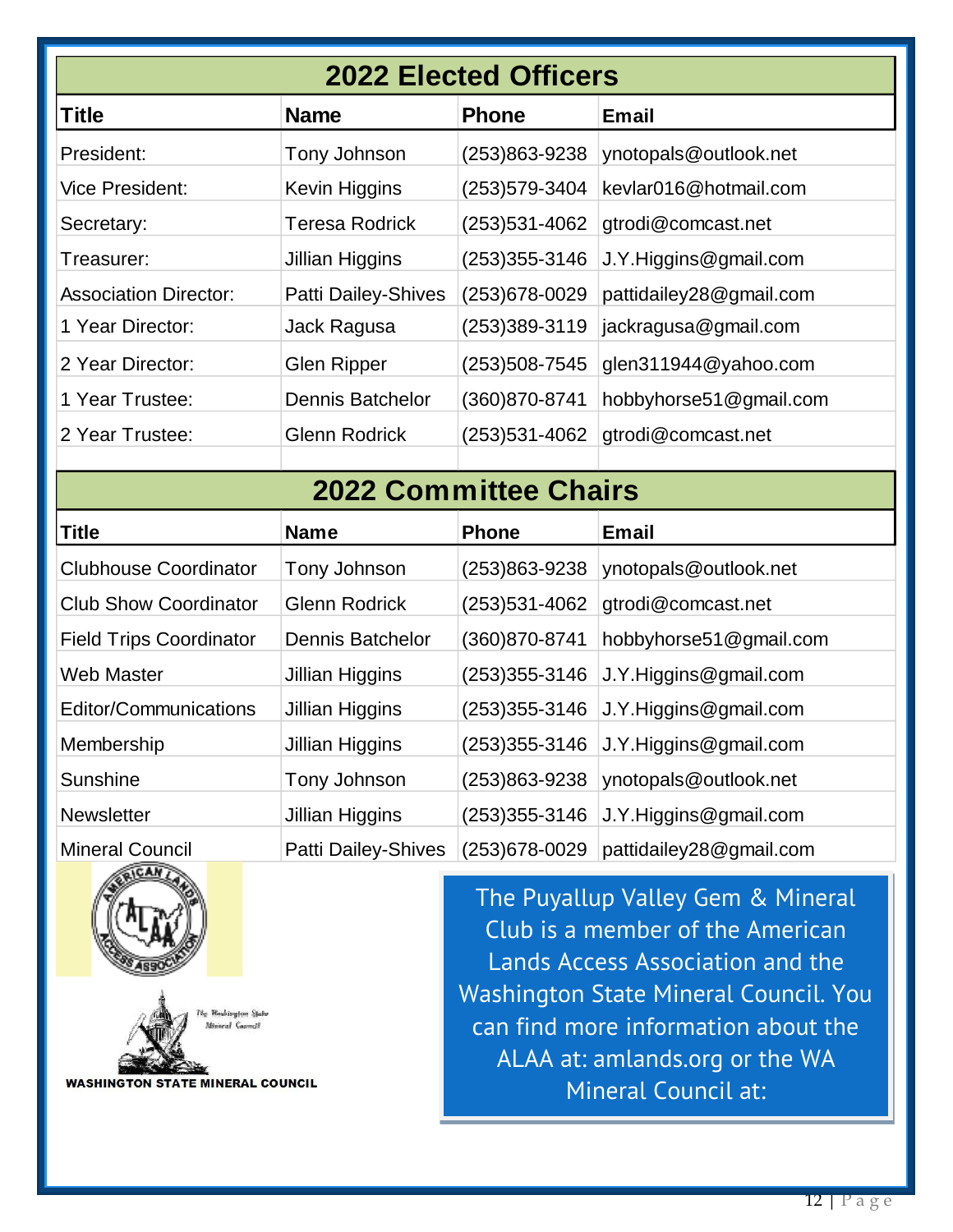## 2022 Elected Officers

| Title | Name | Phone | Email |
|---|---|---|---|
| President: | Tony Johnson | (253)863-9238 | ynotopals@outlook.net |
| Vice President: | Kevin Higgins | (253)579-3404 | kevlar016@hotmail.com |
| Secretary: | Teresa Rodrick | (253)531-4062 | gtrodi@comcast.net |
| Treasurer: | Jillian Higgins | (253)355-3146 | J.Y.Higgins@gmail.com |
| Association Director: | Patti Dailey-Shives | (253)678-0029 | pattidailey28@gmail.com |
| 1 Year Director: | Jack Ragusa | (253)389-3119 | jackragusa@gmail.com |
| 2 Year Director: | Glen Ripper | (253)508-7545 | glen311944@yahoo.com |
| 1 Year Trustee: | Dennis Batchelor | (360)870-8741 | hobbyhorse51@gmail.com |
| 2 Year Trustee: | Glenn Rodrick | (253)531-4062 | gtrodi@comcast.net |

## 2022 Committee Chairs

| Title | Name | Phone | Email |
|---|---|---|---|
| Clubhouse Coordinator | Tony Johnson | (253)863-9238 | ynotopals@outlook.net |
| Club Show Coordinator | Glenn Rodrick | (253)531-4062 | gtrodi@comcast.net |
| Field Trips Coordinator | Dennis Batchelor | (360)870-8741 | hobbyhorse51@gmail.com |
| Web Master | Jillian Higgins | (253)355-3146 | J.Y.Higgins@gmail.com |
| Editor/Communications | Jillian Higgins | (253)355-3146 | J.Y.Higgins@gmail.com |
| Membership | Jillian Higgins | (253)355-3146 | J.Y.Higgins@gmail.com |
| Sunshine | Tony Johnson | (253)863-9238 | ynotopals@outlook.net |
| Newsletter | Jillian Higgins | (253)355-3146 | J.Y.Higgins@gmail.com |
| Mineral Council | Patti Dailey-Shives | (253)678-0029 | pattidailey28@gmail.com |

WASHINGTON STATE MINERAL COUNCIL

The Puyallup Valley Gem & Mineral Club is a member of the American Lands Access Association and the Washington State Mineral Council. You can find more information about the ALAA at: amlands.org or the WA Mineral Council at: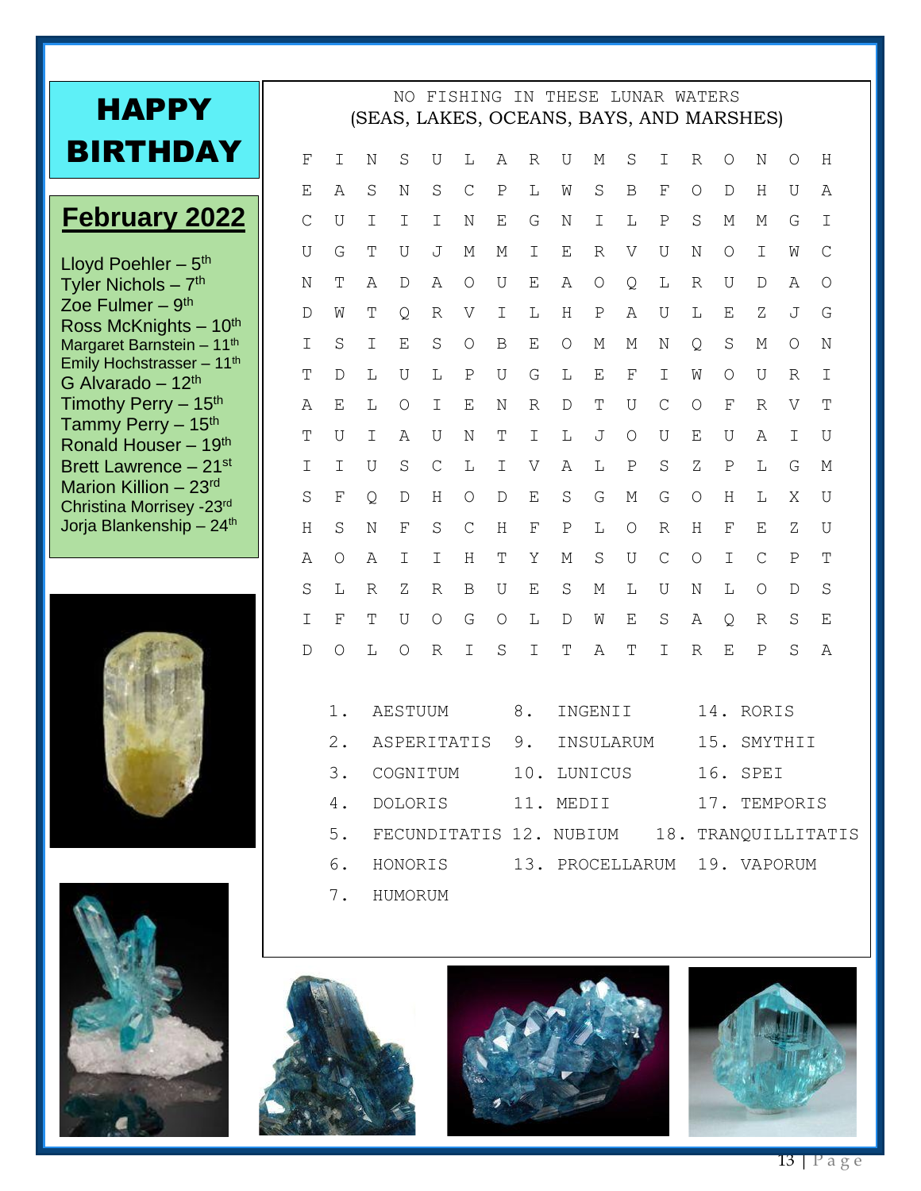# HAPPY BIRTHDAY

## February 2022

Lloyd Poehler – 5th
Tyler Nichols – 7th
Zoe Fulmer – 9th
Ross McKnights – 10th
Margaret Barnstein – 11th
Emily Hochstrasser – 11th
G Alvarado – 12th
Timothy Perry – 15th
Tammy Perry – 15th
Ronald Houser – 19th
Brett Lawrence – 21st
Marion Killion – 23rd
Christina Morrisey -23rd
Jorja Blankenship – 24th

## NO FISHING IN THESE LUNAR WATERS
(SEAS, LAKES, OCEANS, BAYS, AND MARSHES)

```
F I N S U L A R U M S I R O N O H
E A S N S C P L W S B F O D H U A
C U I I I N E G N I L P S M M G I
U G T U J M M I E R V U N O I W C
N T A D A O U E A O Q L R U D A O
D W T Q R V I L H P A U L E Z J G
I S I E S O B E O M M N Q S M O N
T D L U L P U G L E F I W O U R I
A E L O I E N R D T U C O F R V T
T U I A U N T I L J O U E U A I U
I I U S C L I V A L P S Z P L G M
S F Q D H O D E S G M G O H L X U
H S N F S C H F P L O R H F E Z U
A O A I I H T Y M S U C O I C P T
S L R Z R B U E S M L U N L O D S
I F T U O G O L D W E S A Q R S E
D O L O R I S I T A T I R E P S A
```

1. AESTUUM
2. ASPERITATIS
3. COGNITUM
4. DOLORIS
5. FECUNDITATIS
6. HONORIS
7. HUMORUM
8. INGENII
9. INSULARUM
10. LUNICUS
11. MEDII
12. NUBIUM
13. PROCELLARUM
14. RORIS
15. SMYTHII
16. SPEI
17. TEMPORIS
18. TRANQUILLITATIS
19. VAPORUM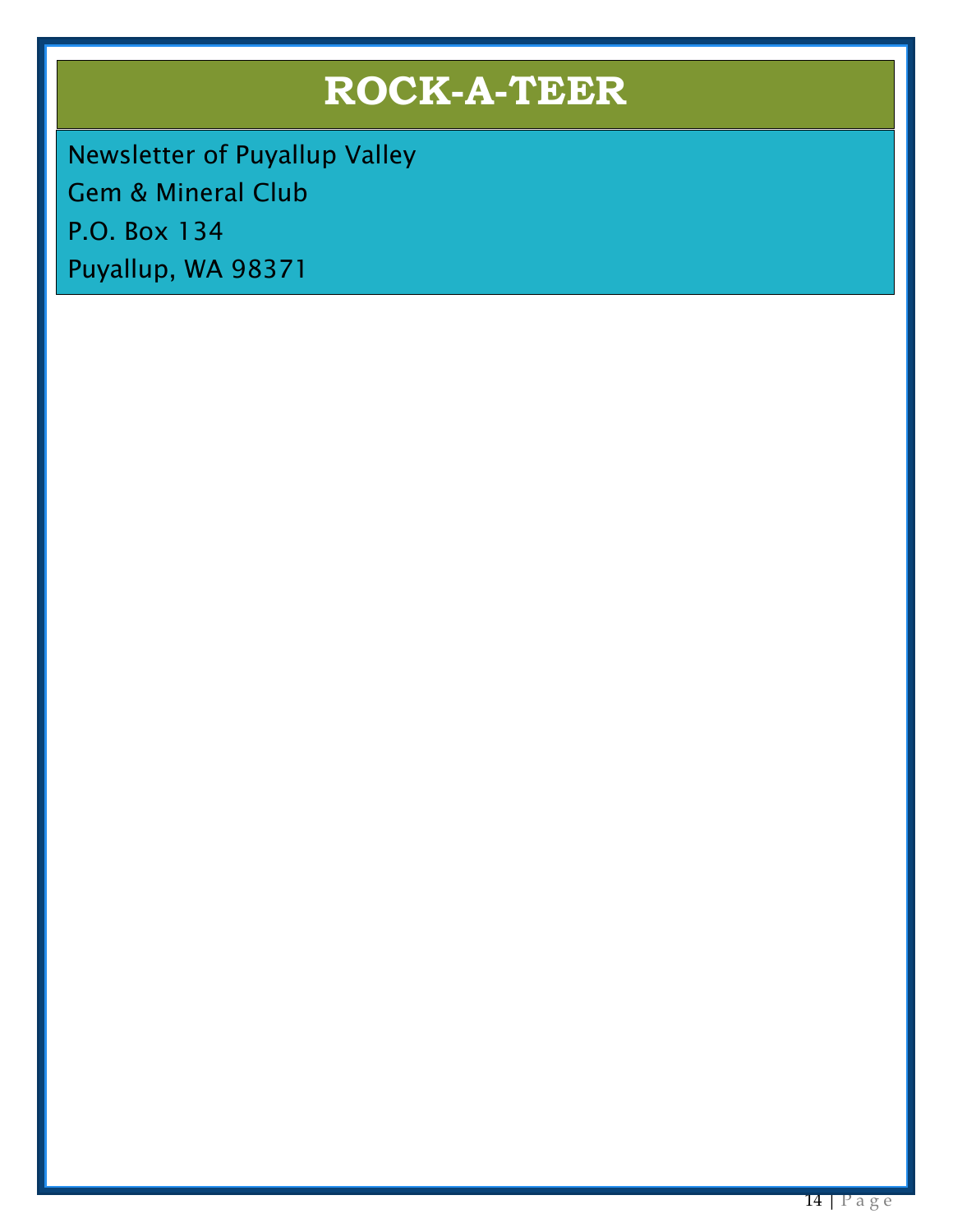# ROCK-A-TEER

Newsletter of Puyallup Valley
Gem & Mineral Club
P.O. Box 134
Puyallup, WA 98371